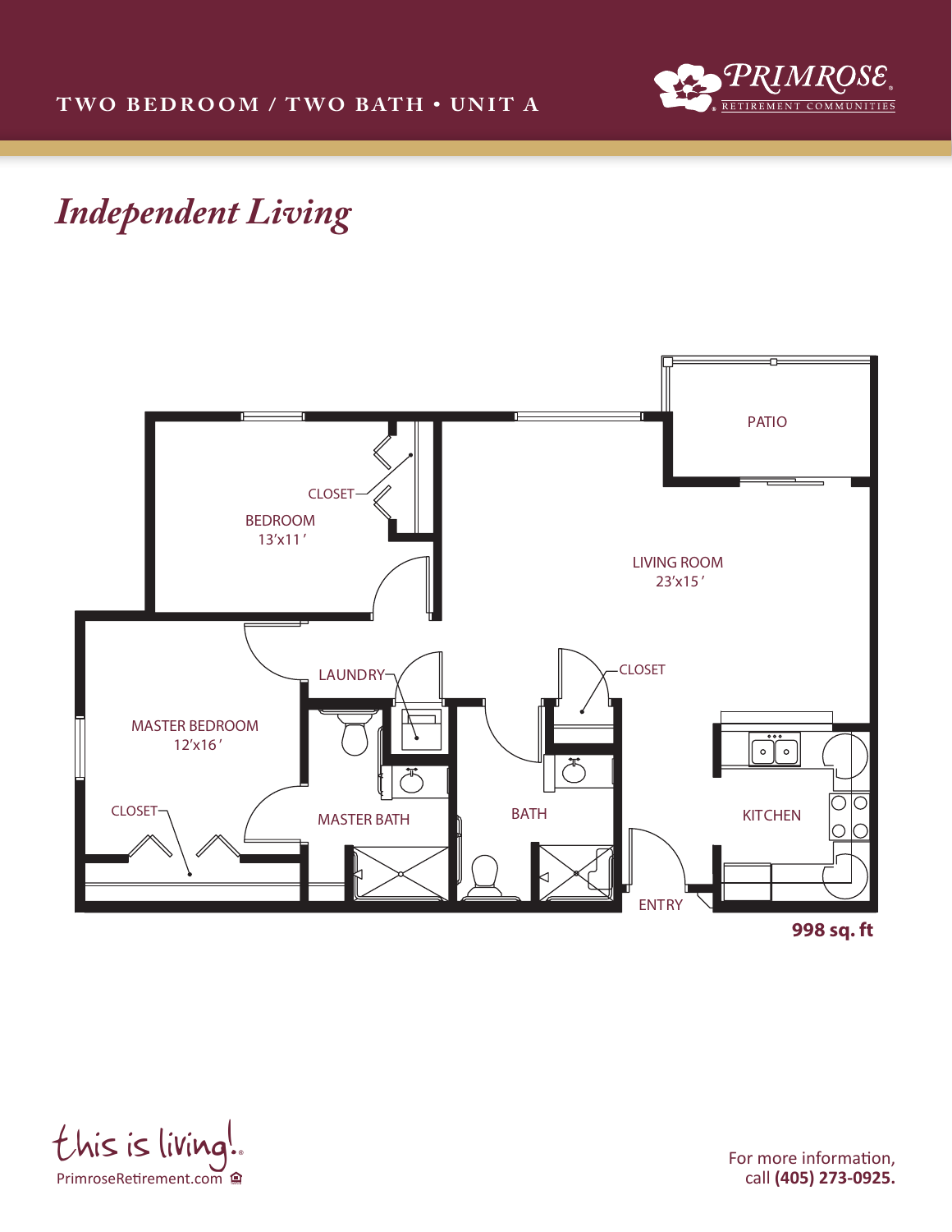TWO BEDROOM / TWO BATH • UNIT A

PRIMROSE® RETIREMENT COMMUNITIES

# *Independent Living*

PATIO

CLOSET

BEDROOM
13'x11'

LIVING ROOM
23'x15'

LAUNDRY

CLOSET

MASTER BEDROOM
12'x16'

CLOSET

MASTER BATH

BATH

KITCHEN

ENTRY

**998 sq. ft**

this is living!®
PrimroseRetirement.com

For more information,
call **(405) 273-0925.**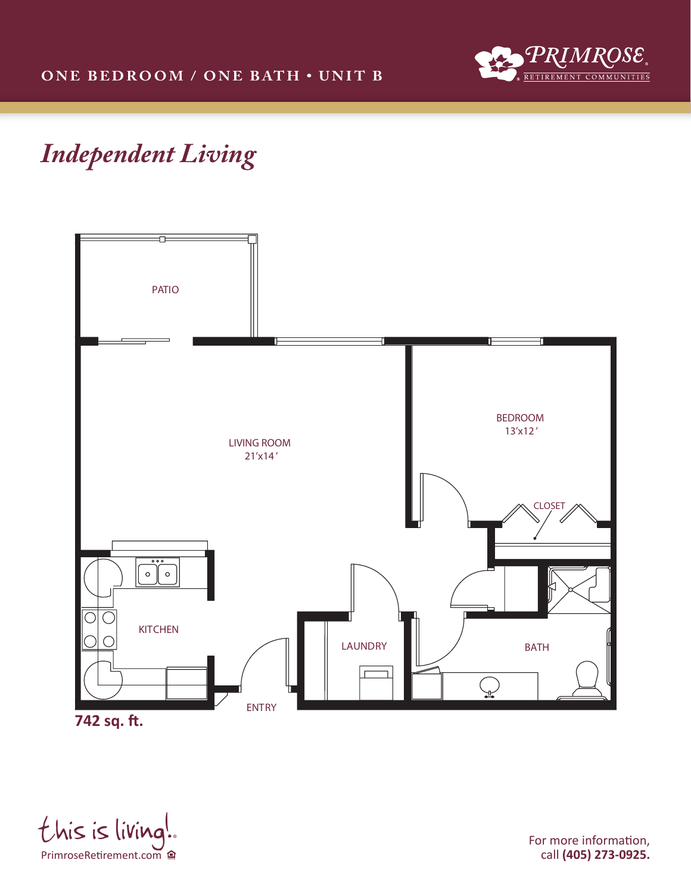ONE BEDROOM / ONE BATH • UNIT B

PRIMROSE RETIREMENT COMMUNITIES

# *Independent Living*

PATIO

LIVING ROOM
21'x14'

BEDROOM
13'x12'

CLOSET

KITCHEN

LAUNDRY

BATH

ENTRY

**742 sq. ft.**

this is living!
PrimroseRetirement.com

For more information,
call **(405) 273-0925.**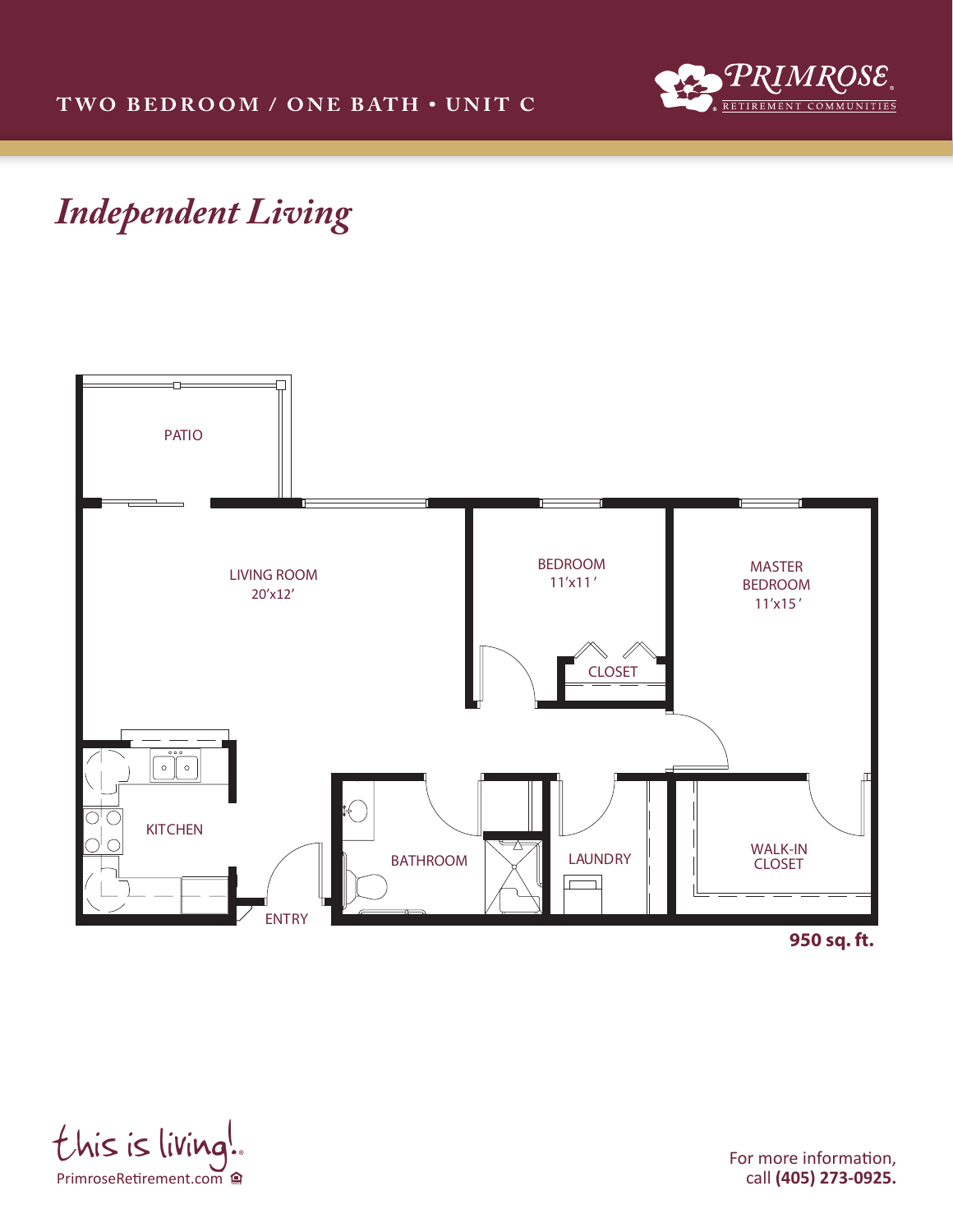TWO BEDROOM / ONE BATH • UNIT C

PRIMROSE® RETIREMENT COMMUNITIES

# *Independent Living*

PATIO

LIVING ROOM
20'x12'

BEDROOM
11'x11'

MASTER BEDROOM
11'x15'

CLOSET

KITCHEN

BATHROOM

LAUNDRY

WALK-IN CLOSET

ENTRY

**950 sq. ft.**

this is living!®
PrimroseRetirement.com

For more information,
call **(405) 273-0925.**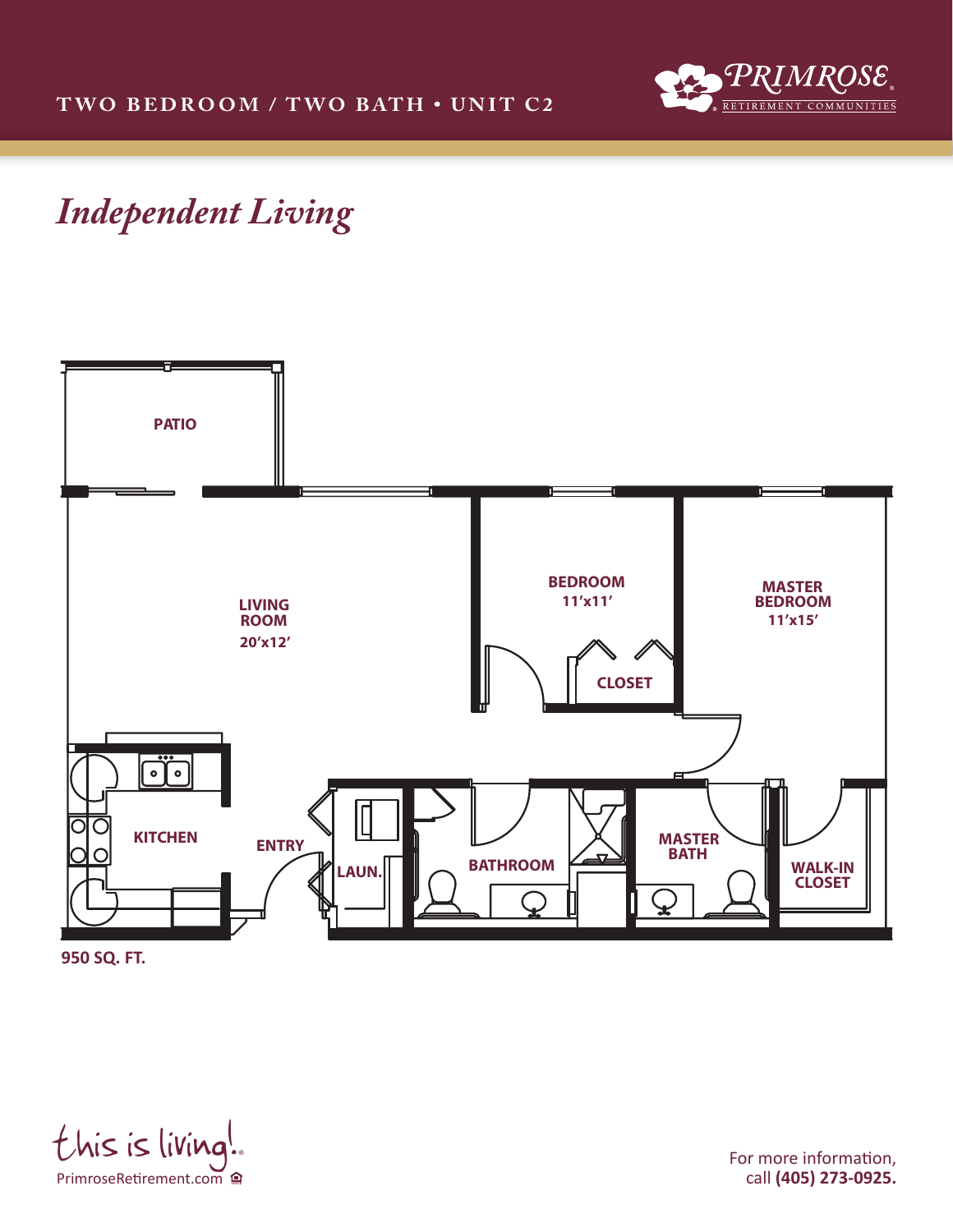**TWO BEDROOM / TWO BATH • UNIT C2**

PRIMROSE® RETIREMENT COMMUNITIES

# *Independent Living*

PATIO

LIVING ROOM
20'x12'

BEDROOM
11'x11'

MASTER BEDROOM
11'x15'

CLOSET

KITCHEN

ENTRY

LAUN.

BATHROOM

MASTER BATH

WALK-IN CLOSET

**950 SQ. FT.**

this is living!®
PrimroseRetirement.com

For more information,
call **(405) 273-0925.**